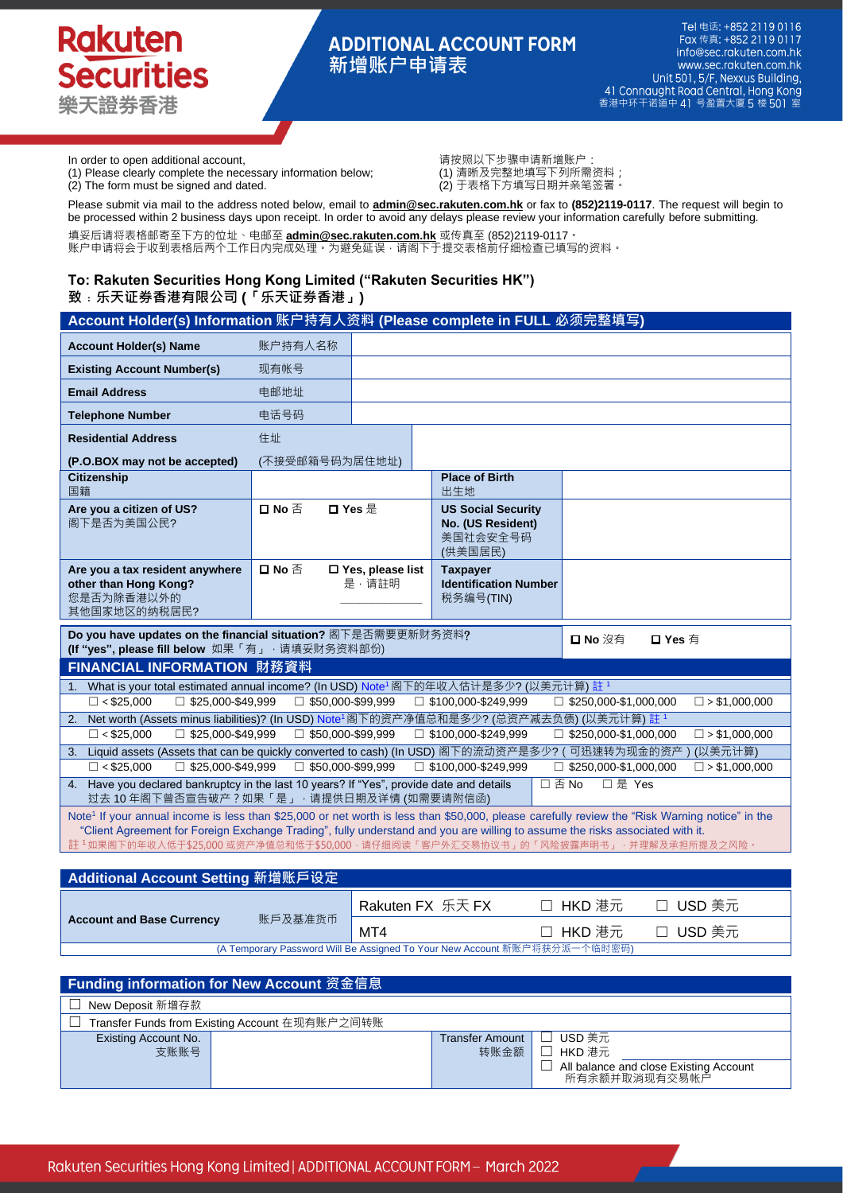# ADDITIONAL ACCOUNT FORM 新增账户申请表

Rakuten Securities 樂天證券香港

Tel 电话: +852 2119 0116
Fax 传真: +852 2119 0117
info@sec.rakuten.com.hk
www.sec.rakuten.com.hk
Unit 501, 5/F, Nexxus Building,
41 Connaught Road Central, Hong Kong
香港中环干诺道中 41 号盈置大厦 5 楼 501 室

In order to open additional account,
(1) Please clearly complete the necessary information below;
(2) The form must be signed and dated.

请按照以下步骤申请新增账户：
(1) 清晰及完整地填写下列所需资料；
(2) 于表格下方填写日期并亲笔签署。

Please submit via mail to the address noted below, email to **admin@sec.rakuten.com.hk** or fax to **(852)2119-0117**. The request will begin to be processed within 2 business days upon receipt. In order to avoid any delays please review your information carefully before submitting.

填妥后请将表格邮寄至下方的位址、电邮至 **admin@sec.rakuten.com.hk** 或传真至 (852)2119-0117。
账户申请将会于收到表格后两个工作日内完成处理。为避免延误，请阁下于提交表格前仔细检查已填写的资料。

### To: Rakuten Securities Hong Kong Limited ("Rakuten Securities HK")
### 致：乐天证券香港有限公司 (「乐天证券香港」)

## Account Holder(s) Information 账户持有人资料 (Please complete in FULL 必须完整填写)

| | | | | |
|---|---|---|---|---|
| **Account Holder(s) Name** | 账户持有人名称 | | | |
| **Existing Account Number(s)** | 现有帐号 | | | |
| **Email Address** | 电邮地址 | | | |
| **Telephone Number** | 电话号码 | | | |
| **Residential Address** (P.O.BOX may not be accepted) | 住址 (不接受邮箱号码为居住地址) | | | |
| **Citizenship** 国籍 | | | **Place of Birth** 出生地 | |
| **Are you a citizen of US?** 阁下是否为美国公民? | ☐ **No** 否 | ☐ **Yes** 是 | **US Social Security No. (US Resident)** 美国社会安全号码 (供美国居民) | |
| **Are you a tax resident anywhere other than Hong Kong?** 您是否为除香港以外的其他国家地区的纳税居民? | ☐ **No** 否 | ☐ **Yes, please list** 是，请註明 ________ | **Taxpayer Identification Number** 税务编号(TIN) | |

**Do you have updates on the financial situation?** 阁下是否需要更新财务资料? **(If "yes", please fill below** 如果「有」，请填妥财务资料部份) ☐ **No** 沒有 ☐ **Yes** 有

## FINANCIAL INFORMATION 財務資料

1. What is your total estimated annual income? (In USD) Note[1] 阁下的年收入估计是多少? (以美元计算) 註[1]
   ☐ < $25,000 ☐ $25,000-$49,999 ☐ $50,000-$99,999 ☐ $100,000-$249,999 ☐ $250,000-$1,000,000 ☐ > $1,000,000
2. Net worth (Assets minus liabilities)? (In USD) Note[1] 阁下的资产净值总和是多少? (总资产减去负债) (以美元计算) 註[1]
   ☐ < $25,000 ☐ $25,000-$49,999 ☐ $50,000-$99,999 ☐ $100,000-$249,999 ☐ $250,000-$1,000,000 ☐ > $1,000,000
3. Liquid assets (Assets that can be quickly converted to cash) (In USD) 阁下的流动资产是多少? (可迅速转为现金的资产) (以美元计算)
   ☐ < $25,000 ☐ $25,000-$49,999 ☐ $50,000-$99,999 ☐ $100,000-$249,999 ☐ $250,000-$1,000,000 ☐ > $1,000,000
4. Have you declared bankruptcy in the last 10 years? If "Yes", provide date and details 过去 10 年阁下曾否宣告破产？如果「是」，请提供日期及详情 (如需要请附信函) ☐ 否 No ☐ 是 Yes

Note[1] If your annual income is less than $25,000 or net worth is less than $50,000, please carefully review the "Risk Warning notice" in the "Client Agreement for Foreign Exchange Trading", fully understand and you are willing to assume the risks associated with it.
註[1] 如果阁下的年收入低于$25,000 或资产净值总和低于$50,000，请仔细阅读「客户外汇交易协议书」的「风险披露声明书」，并理解及承担所提及之风险。

## Additional Account Setting 新增账戶设定

| | | | | |
|---|---|---|---|---|
| **Account and Base Currency** | 账戶及基准货币 | Rakuten FX 乐天 FX | ☐ HKD 港元 | ☐ USD 美元 |
| | | MT4 | ☐ HKD 港元 | ☐ USD 美元 |

(A Temporary Password Will Be Assigned To Your New Account 新账户将获分派一个临时密码)

## Funding information for New Account 资金信息

☐ New Deposit 新增存款

☐ Transfer Funds from Existing Account 在现有账户之间转账

| Existing Account No. 支账账号 | | Transfer Amount 转账金额 | ☐ USD 美元 ☐ HKD 港元 ☐ All balance and close Existing Account 所有余额并取消现有交易帐户 |
|---|---|---|---|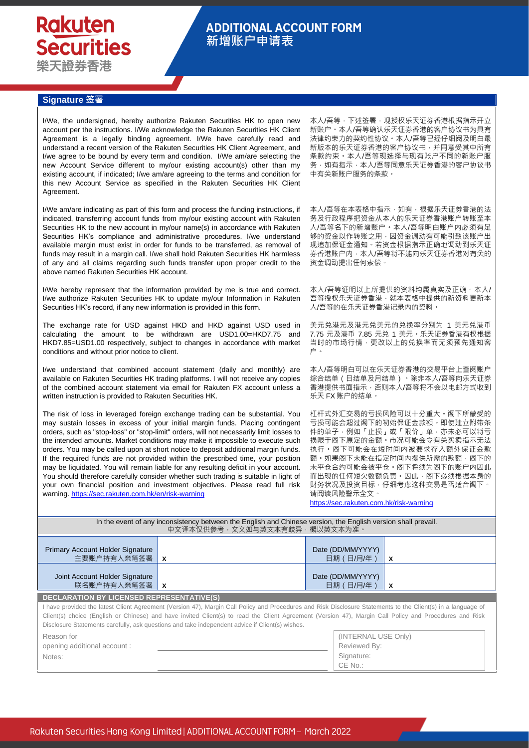# ADDITIONAL ACCOUNT FORM 新增账户申请表

Rakuten Securities 樂天證券香港

## Signature 签署

I/We, the undersigned, hereby authorize Rakuten Securities HK to open new account per the instructions. I/We acknowledge the Rakuten Securities HK Client Agreement is a legally binding agreement. I/We have carefully read and understand a recent version of the Rakuten Securities HK Client Agreement, and I/we agree to be bound by every term and condition. I/We am/are selecting the new Account Service different to my/our existing account(s) other than my existing account, if indicated; I/we am/are agreeing to the terms and condition for this new Account Service as specified in the Rakuten Securities HK Client Agreement.

本人/吾等，下述签署，现授权乐天证券香港根据指示开立新账户。本人/吾等确认乐天证券香港的客户协议书为具有法律约束力的契约性协议。本人/吾等已经仔细阅及明白最新版本的乐天证券香港的客户协议书，并同意受其中所有条款约束。本人/吾等现选择与现有账户不同的新账户服务，如有指示，本人/吾等同意乐天证券香港的客户协议书中有关新账户服务的条款。

I/We am/are indicating as part of this form and process the funding instructions, if indicated, transferring account funds from my/our existing account with Rakuten Securities HK to the new account in my/our name(s) in accordance with Rakuten Securities HK's compliance and administrative procedures. I/we understand available margin must exist in order for funds to be transferred, as removal of funds may result in a margin call. I/We shall hold Rakuten Securities HK harmless of any and all claims regarding such funds transfer upon proper credit to the above named Rakuten Securities HK account.

本人/吾等在本表格中指示，如有，根据乐天证券香港的法务及行政程序把资金从本人的乐天证券香港账户转账至本人/吾等名下的新增账户。本人/吾等明白账户内必须有足够的资金以作转账之用，因资金调动有可能引致该账户出现追加保证金通知。若资金根据指示正确地调动到乐天证券香港账户内，本人/吾等将不能向乐天证券香港对有关的资金调动提出任何索偿。

I/We hereby represent that the information provided by me is true and correct. I/we authorize Rakuten Securities HK to update my/our Information in Rakuten Securities HK's record, if any new information is provided in this form.

本人/吾等证明以上所提供的资料均属真实及正确。本人/吾等授权乐天证券香港，就本表格中提供的新资料更新本人/吾等的在乐天证券香港记录内的资料。

The exchange rate for USD against HKD and HKD against USD used in calculating the amount to be withdrawn are USD1.00=HKD7.75 and HKD7.85=USD1.00 respectively, subject to changes in accordance with market conditions and without prior notice to client.

美元兑港元及港元兑美元的兑换率分别为 1 美元兑港币 7.75 元及港币 7.85 元兑 1 美元。乐天证券香港有权根据当时的市场行情，更改以上的兑换率而无须预先通知客户。

I/we understand that combined account statement (daily and monthly) are available on Rakuten Securities HK trading platforms. I will not receive any copies of the combined account statement via email for Rakuten FX account unless a written instruction is provided to Rakuten Securities HK.

本人/吾等明白可以在乐天证券香港的交易平台上查阅账户综合结单（日结单及月结单）。除非本人/吾等向乐天证券香港提供书面指示，否则本人/吾等将不会以电邮方式收到乐天 FX 账户的结单。

The risk of loss in leveraged foreign exchange trading can be substantial. You may sustain losses in excess of your initial margin funds. Placing contingent orders, such as "stop-loss" or "stop-limit" orders, will not necessarily limit losses to the intended amounts. Market conditions may make it impossible to execute such orders. You may be called upon at short notice to deposit additional margin funds. If the required funds are not provided within the prescribed time, your position may be liquidated. You will remain liable for any resulting deficit in your account. You should therefore carefully consider whether such trading is suitable in light of your own financial position and investment objectives. Please read full risk warning. https://sec.rakuten.com.hk/en/risk-warning

杠杆式外汇交易的亏损风险可以十分重大。阁下所蒙受的亏损可能会超过阁下的初始保证金款额。即使建立附带条件的单子，例如「止损」或「限价」单，亦未必可以将亏损限于阁下原定的金额。市况可能会令有关买卖指示无法执行。阁下可能会在短时间内被要求存入额外保证金款额。如果阁下未能在指定时间内提供所需的款额，阁下的未平仓合约可能会被平仓。阁下将须为阁下的账户内因此而出现的任何短欠数额负责。因此，阁下必须根据本身的财务状况及投资目标，仔细考虑这种交易是否适合阁下。请阅读风险警示全文。
https://sec.rakuten.com.hk/risk-warning

In the event of any inconsistency between the English and Chinese version, the English version shall prevail.
中文译本仅供参考，文义如与英文本有歧异，概以英文本为准。

| | | | |
|---|---|---|---|
| Primary Account Holder Signature 主要账户持有人亲笔签署 | X | Date (DD/MM/YYYY) 日期（日/月/年） | X |
| Joint Account Holder Signature 联名账户持有人亲笔签署 | X | Date (DD/MM/YYYY) 日期（日/月/年） | X |

## DECLARATION BY LICENSED REPRESENTATIVE(S)

I have provided the latest Client Agreement (Version 47), Margin Call Policy and Procedures and Risk Disclosure Statements to the Client(s) in a language of Client(s) choice (English or Chinese) and have invited Client(s) to read the Client Agreement (Version 47), Margin Call Policy and Procedures and Risk Disclosure Statements carefully, ask questions and take independent advice if Client(s) wishes.

Reason for opening additional account : \_\_\_\_\_\_\_\_\_\_

Notes: \_\_\_\_\_\_\_\_\_\_

(INTERNAL USE Only)
Reviewed By:
Signature:
CE No.:

Rakuten Securities Hong Kong Limited | ADDITIONAL ACCOUNT FORM – March 2022